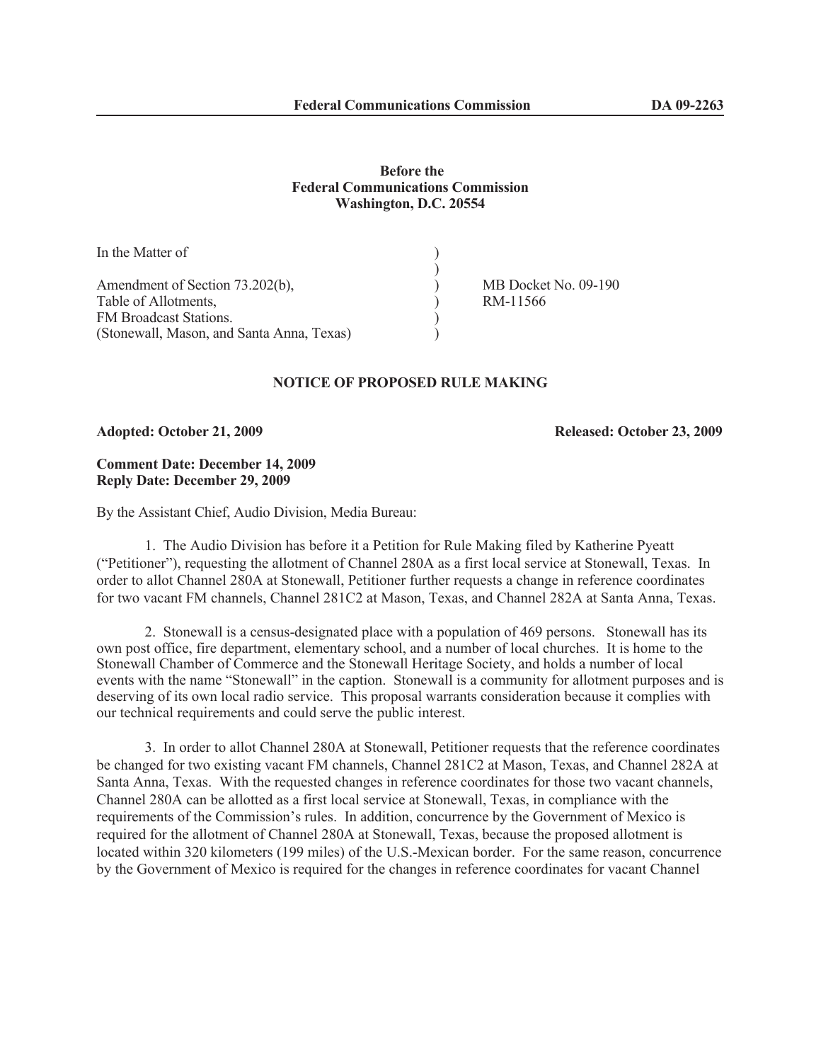**Before the**
**Federal Communications Commission**
**Washington, D.C. 20554**

| | | |
|---|---|---|
| In the Matter of | ) | |
| | ) | |
| Amendment of Section 73.202(b), | ) | MB Docket No. 09-190 |
| Table of Allotments, | ) | RM-11566 |
| FM Broadcast Stations. | ) | |
| (Stonewall, Mason, and Santa Anna, Texas) | ) | |

## NOTICE OF PROPOSED RULE MAKING

**Adopted: October 21, 2009** **Released: October 23, 2009**

**Comment Date: December 14, 2009**
**Reply Date: December 29, 2009**

By the Assistant Chief, Audio Division, Media Bureau:

1. The Audio Division has before it a Petition for Rule Making filed by Katherine Pyeatt ("Petitioner"), requesting the allotment of Channel 280A as a first local service at Stonewall, Texas. In order to allot Channel 280A at Stonewall, Petitioner further requests a change in reference coordinates for two vacant FM channels, Channel 281C2 at Mason, Texas, and Channel 282A at Santa Anna, Texas.

2. Stonewall is a census-designated place with a population of 469 persons. Stonewall has its own post office, fire department, elementary school, and a number of local churches. It is home to the Stonewall Chamber of Commerce and the Stonewall Heritage Society, and holds a number of local events with the name "Stonewall" in the caption. Stonewall is a community for allotment purposes and is deserving of its own local radio service. This proposal warrants consideration because it complies with our technical requirements and could serve the public interest.

3. In order to allot Channel 280A at Stonewall, Petitioner requests that the reference coordinates be changed for two existing vacant FM channels, Channel 281C2 at Mason, Texas, and Channel 282A at Santa Anna, Texas. With the requested changes in reference coordinates for those two vacant channels, Channel 280A can be allotted as a first local service at Stonewall, Texas, in compliance with the requirements of the Commission's rules. In addition, concurrence by the Government of Mexico is required for the allotment of Channel 280A at Stonewall, Texas, because the proposed allotment is located within 320 kilometers (199 miles) of the U.S.-Mexican border. For the same reason, concurrence by the Government of Mexico is required for the changes in reference coordinates for vacant Channel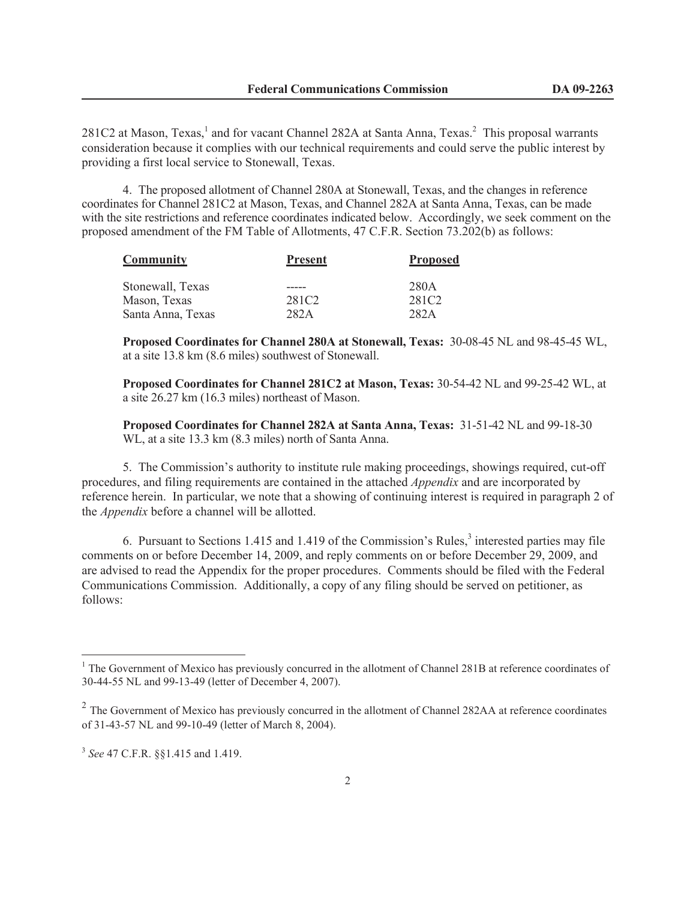281C2 at Mason, Texas,[1] and for vacant Channel 282A at Santa Anna, Texas.[2] This proposal warrants consideration because it complies with our technical requirements and could serve the public interest by providing a first local service to Stonewall, Texas.

4. The proposed allotment of Channel 280A at Stonewall, Texas, and the changes in reference coordinates for Channel 281C2 at Mason, Texas, and Channel 282A at Santa Anna, Texas, can be made with the site restrictions and reference coordinates indicated below. Accordingly, we seek comment on the proposed amendment of the FM Table of Allotments, 47 C.F.R. Section 73.202(b) as follows:

| Community | Present | Proposed |
|---|---|---|
| Stonewall, Texas | ----- | 280A |
| Mason, Texas | 281C2 | 281C2 |
| Santa Anna, Texas | 282A | 282A |

**Proposed Coordinates for Channel 280A at Stonewall, Texas:** 30-08-45 NL and 98-45-45 WL, at a site 13.8 km (8.6 miles) southwest of Stonewall.

**Proposed Coordinates for Channel 281C2 at Mason, Texas:** 30-54-42 NL and 99-25-42 WL, at a site 26.27 km (16.3 miles) northeast of Mason.

**Proposed Coordinates for Channel 282A at Santa Anna, Texas:** 31-51-42 NL and 99-18-30 WL, at a site 13.3 km (8.3 miles) north of Santa Anna.

5. The Commission's authority to institute rule making proceedings, showings required, cut-off procedures, and filing requirements are contained in the attached *Appendix* and are incorporated by reference herein. In particular, we note that a showing of continuing interest is required in paragraph 2 of the *Appendix* before a channel will be allotted.

6. Pursuant to Sections 1.415 and 1.419 of the Commission's Rules,[3] interested parties may file comments on or before December 14, 2009, and reply comments on or before December 29, 2009, and are advised to read the Appendix for the proper procedures. Comments should be filed with the Federal Communications Commission. Additionally, a copy of any filing should be served on petitioner, as follows:

---

[1] The Government of Mexico has previously concurred in the allotment of Channel 281B at reference coordinates of 30-44-55 NL and 99-13-49 (letter of December 4, 2007).

[2] The Government of Mexico has previously concurred in the allotment of Channel 282AA at reference coordinates of 31-43-57 NL and 99-10-49 (letter of March 8, 2004).

[3] *See* 47 C.F.R. §§1.415 and 1.419.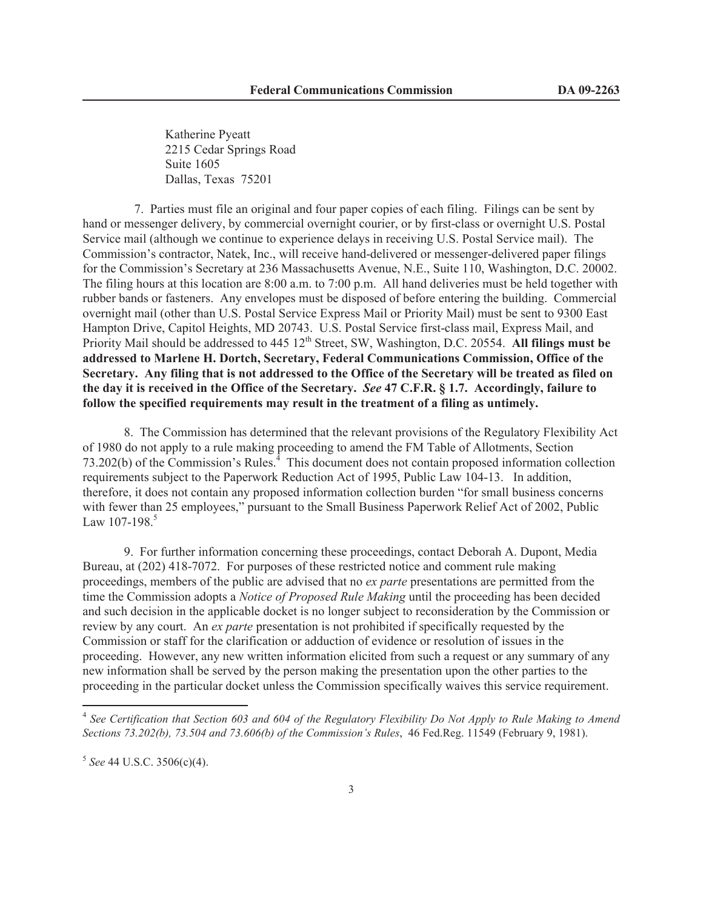Katherine Pyeatt
2215 Cedar Springs Road
Suite 1605
Dallas, Texas 75201

7. Parties must file an original and four paper copies of each filing. Filings can be sent by hand or messenger delivery, by commercial overnight courier, or by first-class or overnight U.S. Postal Service mail (although we continue to experience delays in receiving U.S. Postal Service mail). The Commission's contractor, Natek, Inc., will receive hand-delivered or messenger-delivered paper filings for the Commission's Secretary at 236 Massachusetts Avenue, N.E., Suite 110, Washington, D.C. 20002. The filing hours at this location are 8:00 a.m. to 7:00 p.m. All hand deliveries must be held together with rubber bands or fasteners. Any envelopes must be disposed of before entering the building. Commercial overnight mail (other than U.S. Postal Service Express Mail or Priority Mail) must be sent to 9300 East Hampton Drive, Capitol Heights, MD 20743. U.S. Postal Service first-class mail, Express Mail, and Priority Mail should be addressed to 445 12th Street, SW, Washington, D.C. 20554. **All filings must be addressed to Marlene H. Dortch, Secretary, Federal Communications Commission, Office of the Secretary. Any filing that is not addressed to the Office of the Secretary will be treated as filed on the day it is received in the Office of the Secretary. *See* 47 C.F.R. § 1.7. Accordingly, failure to follow the specified requirements may result in the treatment of a filing as untimely.**

8. The Commission has determined that the relevant provisions of the Regulatory Flexibility Act of 1980 do not apply to a rule making proceeding to amend the FM Table of Allotments, Section 73.202(b) of the Commission's Rules.[4] This document does not contain proposed information collection requirements subject to the Paperwork Reduction Act of 1995, Public Law 104-13. In addition, therefore, it does not contain any proposed information collection burden "for small business concerns with fewer than 25 employees," pursuant to the Small Business Paperwork Relief Act of 2002, Public Law 107-198.[5]

9. For further information concerning these proceedings, contact Deborah A. Dupont, Media Bureau, at (202) 418-7072. For purposes of these restricted notice and comment rule making proceedings, members of the public are advised that no *ex parte* presentations are permitted from the time the Commission adopts a *Notice of Proposed Rule Making* until the proceeding has been decided and such decision in the applicable docket is no longer subject to reconsideration by the Commission or review by any court. An *ex parte* presentation is not prohibited if specifically requested by the Commission or staff for the clarification or adduction of evidence or resolution of issues in the proceeding. However, any new written information elicited from such a request or any summary of any new information shall be served by the person making the presentation upon the other parties to the proceeding in the particular docket unless the Commission specifically waives this service requirement.

---

[4] *See Certification that Section 603 and 604 of the Regulatory Flexibility Do Not Apply to Rule Making to Amend Sections 73.202(b), 73.504 and 73.606(b) of the Commission's Rules*, 46 Fed.Reg. 11549 (February 9, 1981).

[5] *See* 44 U.S.C. 3506(c)(4).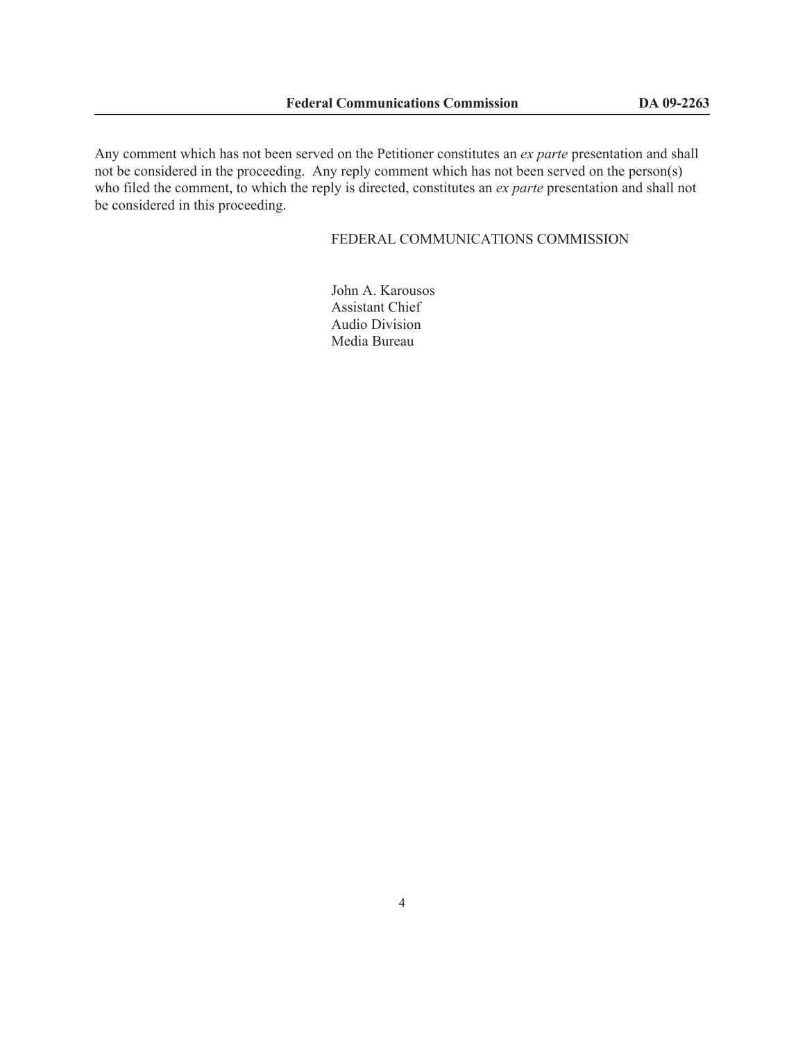Any comment which has not been served on the Petitioner constitutes an *ex parte* presentation and shall not be considered in the proceeding. Any reply comment which has not been served on the person(s) who filed the comment, to which the reply is directed, constitutes an *ex parte* presentation and shall not be considered in this proceeding.

FEDERAL COMMUNICATIONS COMMISSION

John A. Karousos
Assistant Chief
Audio Division
Media Bureau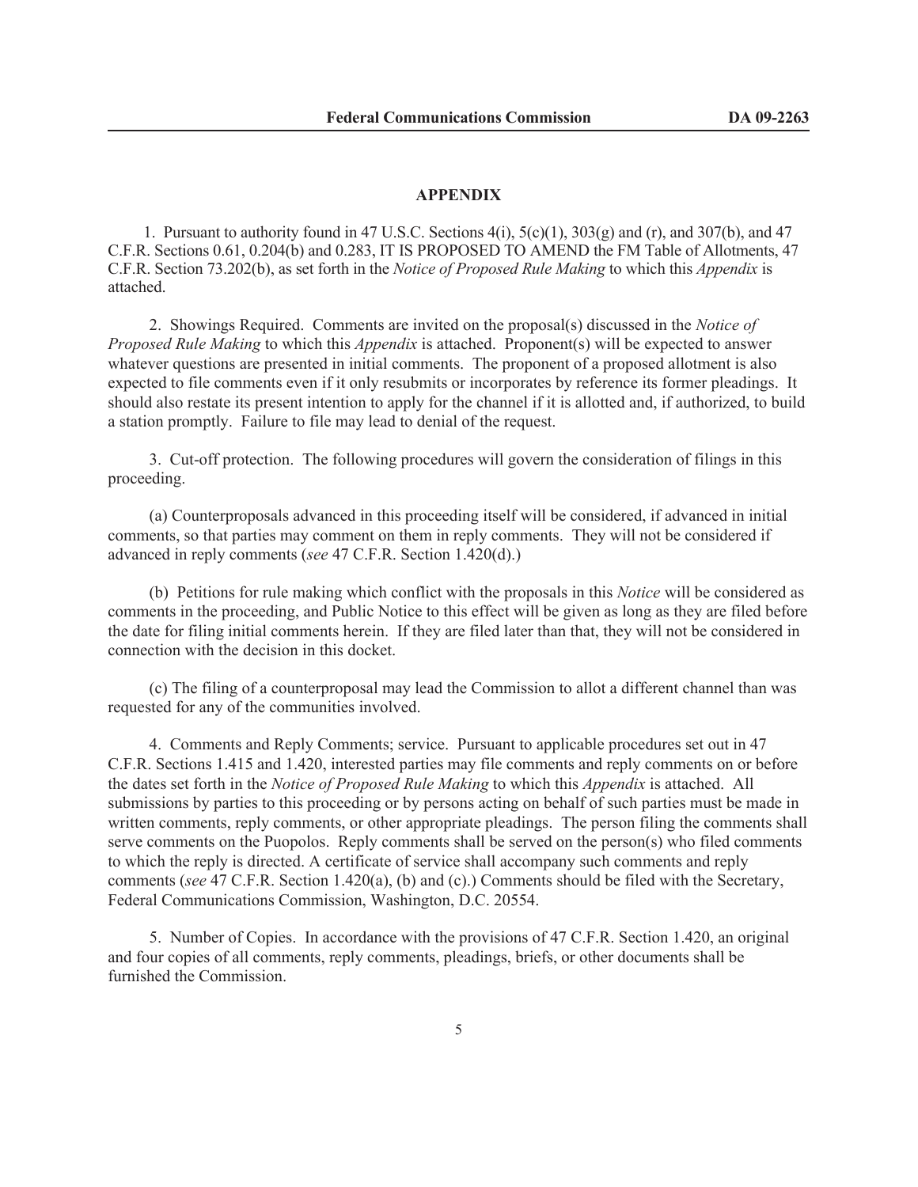## APPENDIX

1. Pursuant to authority found in 47 U.S.C. Sections 4(i), 5(c)(1), 303(g) and (r), and 307(b), and 47 C.F.R. Sections 0.61, 0.204(b) and 0.283, IT IS PROPOSED TO AMEND the FM Table of Allotments, 47 C.F.R. Section 73.202(b), as set forth in the *Notice of Proposed Rule Making* to which this *Appendix* is attached.

2. Showings Required. Comments are invited on the proposal(s) discussed in the *Notice of Proposed Rule Making* to which this *Appendix* is attached. Proponent(s) will be expected to answer whatever questions are presented in initial comments. The proponent of a proposed allotment is also expected to file comments even if it only resubmits or incorporates by reference its former pleadings. It should also restate its present intention to apply for the channel if it is allotted and, if authorized, to build a station promptly. Failure to file may lead to denial of the request.

3. Cut-off protection. The following procedures will govern the consideration of filings in this proceeding.

(a) Counterproposals advanced in this proceeding itself will be considered, if advanced in initial comments, so that parties may comment on them in reply comments. They will not be considered if advanced in reply comments (*see* 47 C.F.R. Section 1.420(d).)

(b) Petitions for rule making which conflict with the proposals in this *Notice* will be considered as comments in the proceeding, and Public Notice to this effect will be given as long as they are filed before the date for filing initial comments herein. If they are filed later than that, they will not be considered in connection with the decision in this docket.

(c) The filing of a counterproposal may lead the Commission to allot a different channel than was requested for any of the communities involved.

4. Comments and Reply Comments; service. Pursuant to applicable procedures set out in 47 C.F.R. Sections 1.415 and 1.420, interested parties may file comments and reply comments on or before the dates set forth in the *Notice of Proposed Rule Making* to which this *Appendix* is attached. All submissions by parties to this proceeding or by persons acting on behalf of such parties must be made in written comments, reply comments, or other appropriate pleadings. The person filing the comments shall serve comments on the Puopolos. Reply comments shall be served on the person(s) who filed comments to which the reply is directed. A certificate of service shall accompany such comments and reply comments (*see* 47 C.F.R. Section 1.420(a), (b) and (c).) Comments should be filed with the Secretary, Federal Communications Commission, Washington, D.C. 20554.

5. Number of Copies. In accordance with the provisions of 47 C.F.R. Section 1.420, an original and four copies of all comments, reply comments, pleadings, briefs, or other documents shall be furnished the Commission.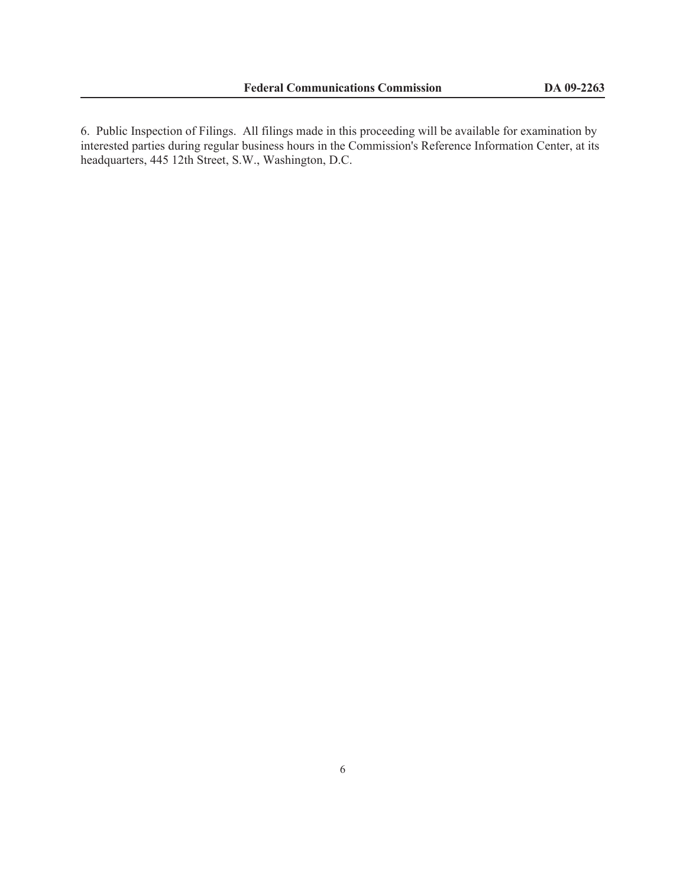6. Public Inspection of Filings. All filings made in this proceeding will be available for examination by interested parties during regular business hours in the Commission's Reference Information Center, at its headquarters, 445 12th Street, S.W., Washington, D.C.